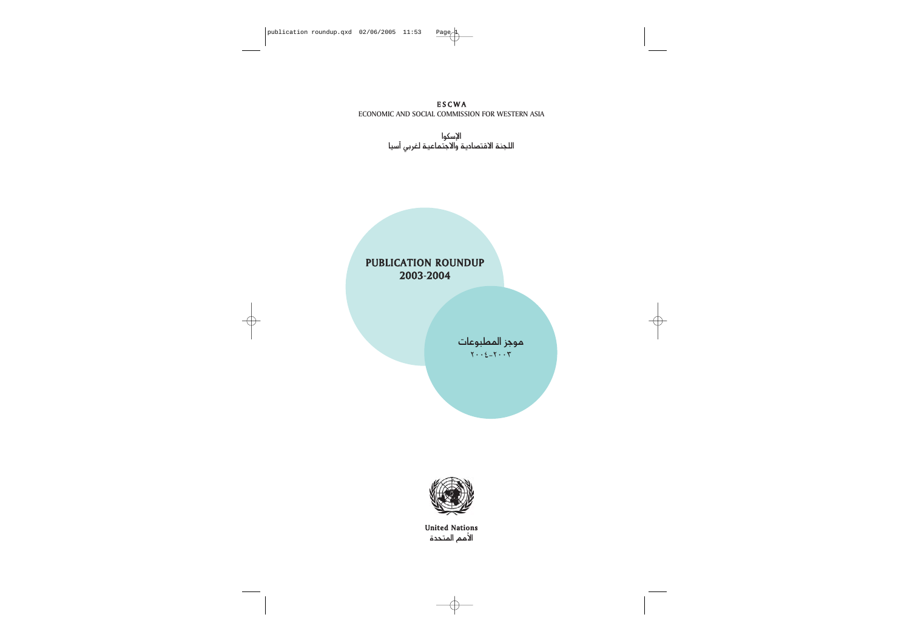**ESCWA**
ECONOMIC AND SOCIAL COMMISSION FOR WESTERN ASIA

الإسكوا
اللجنة الاقتصادية والاجتماعية لغربي آسيا

# PUBLICATION ROUNDUP
# 2003-2004

# موجز المطبوعات
٢٠٠٣-٢٠٠٤

**United Nations**
الأمم المتحدة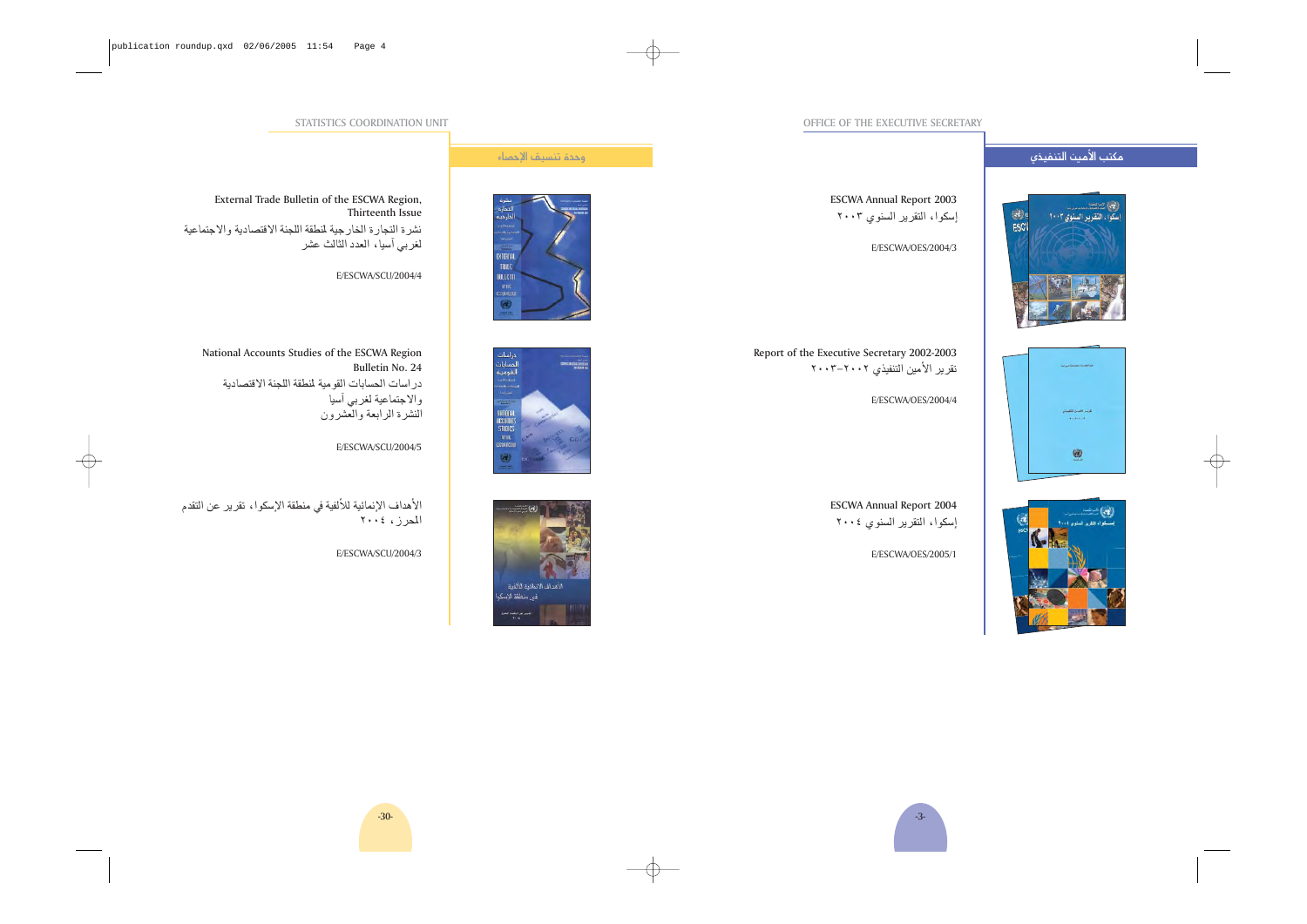## STATISTICS COORDINATION UNIT

## وحدة تنسيق الإحصاء

External Trade Bulletin of the ESCWA Region, Thirteenth Issue

نشرة التجارة الخارجية لمنطقة اللجنة الاقتصادية والاجتماعية لغربي آسيا، العدد الثالث عشر

E/ESCWA/SCU/2004/4

National Accounts Studies of the ESCWA Region Bulletin No. 24

دراسات الحسابات القومية لمنطقة اللجنة الاقتصادية والاجتماعية لغربي آسيا
النشرة الرابعة والعشرون

E/ESCWA/SCU/2004/5

الأهداف الإنمائية للألفية في منطقة الإسكوا، تقرير عن التقدم المحرز، ٢٠٠٤

E/ESCWA/SCU/2004/3

## OFFICE OF THE EXECUTIVE SECRETARY

## مكتب الأمين التنفيذي

ESCWA Annual Report 2003

إسكوا، التقرير السنوي ٢٠٠٣

E/ESCWA/OES/2004/3

Report of the Executive Secretary 2002-2003

تقرير الأمين التنفيذي ٢٠٠٢-٢٠٠٣

E/ESCWA/OES/2004/4

ESCWA Annual Report 2004

إسكوا، التقرير السنوي ٢٠٠٤

E/ESCWA/OES/2005/1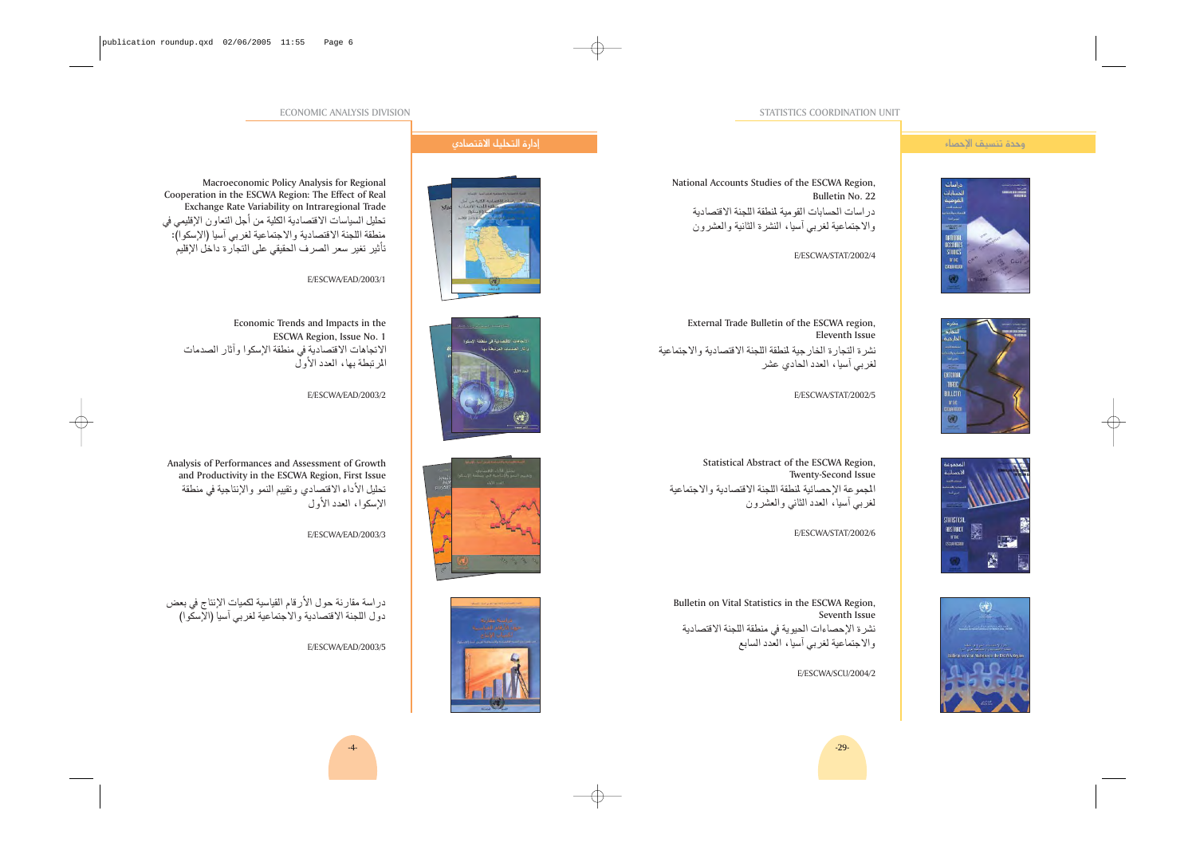## ECONOMIC ANALYSIS DIVISION

## إدارة التحليل الاقتصادي

Macroeconomic Policy Analysis for Regional Cooperation in the ESCWA Region: The Effect of Real Exchange Rate Variability on Intraregional Trade

تحليل السياسات الاقتصادية الكلية من أجل التعاون الإقليمي في منطقة اللجنة الاقتصادية والاجتماعية لغربي آسيا (الإسكوا): تأثير تغير سعر الصرف الحقيقي على التجارة داخل الإقليم

E/ESCWA/EAD/2003/1

Economic Trends and Impacts in the ESCWA Region, Issue No. 1

الاتجاهات الاقتصادية في منطقة الإسكوا وآثار الصدمات المرتبطة بها، العدد الأول

E/ESCWA/EAD/2003/2

Analysis of Performances and Assessment of Growth and Productivity in the ESCWA Region, First Issue

تحليل الأداء الاقتصادي وتقييم النمو والإنتاجية في منطقة الإسكوا، العدد الأول

E/ESCWA/EAD/2003/3

دراسة مقارنة حول الأرقام القياسية لكميات الإنتاج في بعض دول اللجنة الاقتصادية والاجتماعية لغربي آسيا (الإسكوا)

E/ESCWA/EAD/2003/5

## STATISTICS COORDINATION UNIT

## وحدة تنسيق الإحصاء

National Accounts Studies of the ESCWA Region, Bulletin No. 22

دراسات الحسابات القومية لمنطقة اللجنة الاقتصادية والاجتماعية لغربي آسيا، النشرة الثانية والعشرون

E/ESCWA/STAT/2002/4

External Trade Bulletin of the ESCWA region, Eleventh Issue

نشرة التجارة الخارجية لمنطقة اللجنة الاقتصادية والاجتماعية لغربي آسيا، العدد الحادي عشر

E/ESCWA/STAT/2002/5

Statistical Abstract of the ESCWA Region, Twenty-Second Issue

المجموعة الإحصائية لمنطقة اللجنة الاقتصادية والاجتماعية لغربي آسيا، العدد الثاني والعشرون

E/ESCWA/STAT/2002/6

Bulletin on Vital Statistics in the ESCWA Region, Seventh Issue

نشرة الإحصاءات الحيوية في منطقة اللجنة الاقتصادية والاجتماعية لغربي آسيا، العدد السابع

E/ESCWA/SCU/2004/2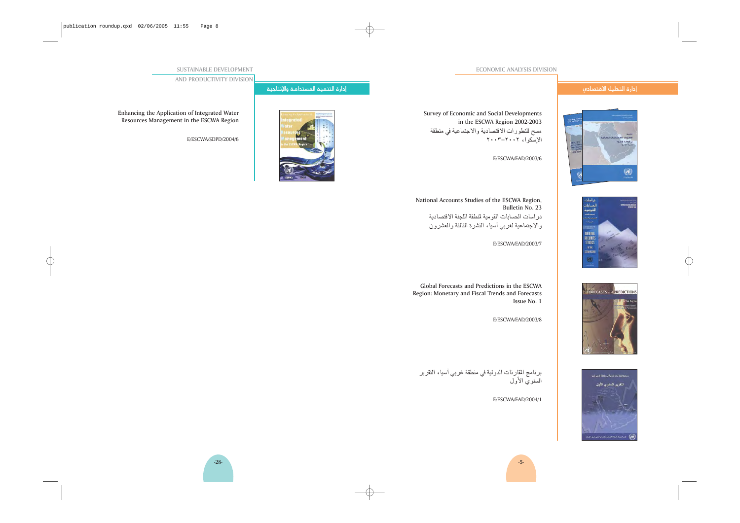## SUSTAINABLE DEVELOPMENT AND PRODUCTIVITY DIVISION

## إدارة التنمية المستدامة والإنتاجية

Enhancing the Application of Integrated Water Resources Management in the ESCWA Region

E/ESCWA/SDPD/2004/6

## ECONOMIC ANALYSIS DIVISION

## إدارة التحليل الاقتصادي

Survey of Economic and Social Developments in the ESCWA Region 2002-2003

مسح للتطورات الاقتصادية والاجتماعية في منطقة الإسكوا، ٢٠٠٢-٢٠٠٣

E/ESCWA/EAD/2003/6

National Accounts Studies of the ESCWA Region, Bulletin No. 23

دراسات الحسابات القومية لمنطقة اللجنة الاقتصادية والاجتماعية لغربي آسيا، النشرة الثالثة والعشرون

E/ESCWA/EAD/2003/7

Global Forecasts and Predictions in the ESCWA Region: Monetary and Fiscal Trends and Forecasts Issue No. 1

E/ESCWA/EAD/2003/8

برنامج المقارنات الدولية في منطقة غربي آسيا، التقرير السنوي الأول

E/ESCWA/EAD/2004/1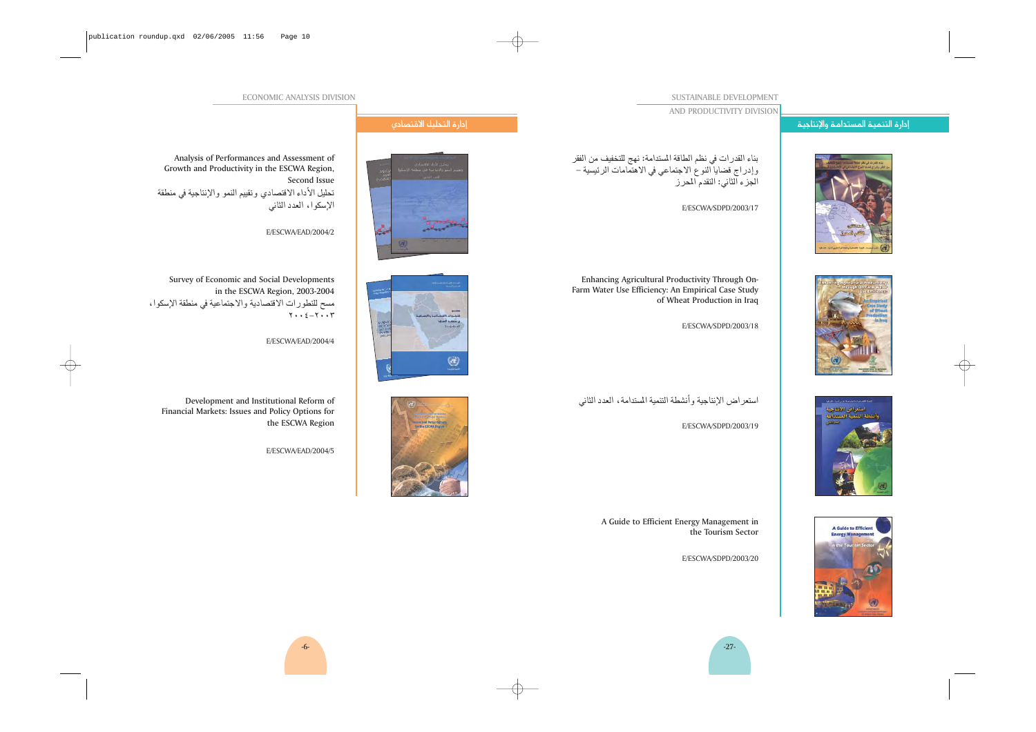## ECONOMIC ANALYSIS DIVISION

## إدارة التحليل الاقتصادي

Analysis of Performances and Assessment of Growth and Productivity in the ESCWA Region, Second Issue

تحليل الأداء الاقتصادي وتقييم النمو والإنتاجية في منطقة الإسكوا، العدد الثاني

E/ESCWA/EAD/2004/2

Survey of Economic and Social Developments in the ESCWA Region, 2003-2004

مسح للتطورات الاقتصادية والاجتماعية في منطقة الإسكوا، ٢٠٠٣–٢٠٠٤

E/ESCWA/EAD/2004/4

Development and Institutional Reform of Financial Markets: Issues and Policy Options for the ESCWA Region

E/ESCWA/EAD/2004/5

## SUSTAINABLE DEVELOPMENT AND PRODUCTIVITY DIVISION

## إدارة التنمية المستدامة والإنتاجية

بناء القدرات في نظم الطاقة المستدامة: نهج للتخفيف من الفقر وإدراج قضايا النوع الاجتماعي في الاهتمامات الرئيسية – الجزء الثاني: التقدم المحرز

E/ESCWA/SDPD/2003/17

Enhancing Agricultural Productivity Through On-Farm Water Use Efficiency: An Empirical Case Study of Wheat Production in Iraq

E/ESCWA/SDPD/2003/18

استعراض الإنتاجية وأنشطة التنمية المستدامة، العدد الثاني

E/ESCWA/SDPD/2003/19

A Guide to Efficient Energy Management in the Tourism Sector

E/ESCWA/SDPD/2003/20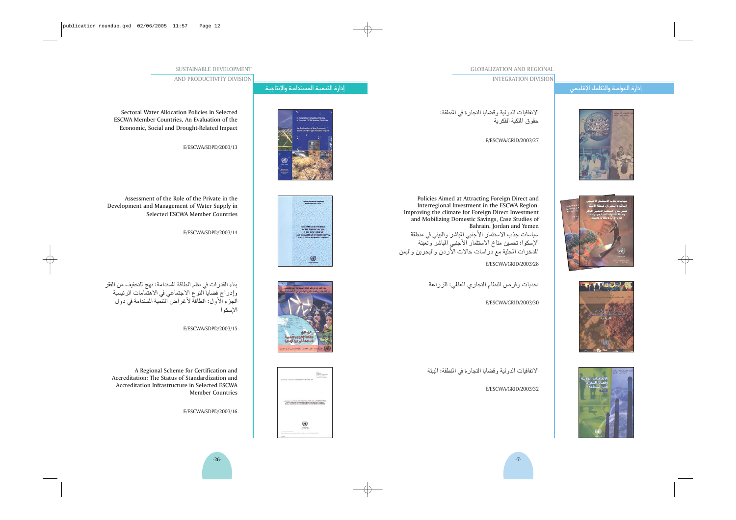## SUSTAINABLE DEVELOPMENT AND PRODUCTIVITY DIVISION

## إدارة التنمية المستدامة والإنتاجية

Sectoral Water Allocation Policies in Selected ESCWA Member Countries, An Evaluation of the Economic, Social and Drought-Related Impact

E/ESCWA/SDPD/2003/13

Assessment of the Role of the Private in the Development and Management of Water Supply in Selected ESCWA Member Countries

E/ESCWA/SDPD/2003/14

بناء القدرات في نظم الطاقة المستدامة: نهج للتخفيف من الفقر وإدراج قضايا النوع الاجتماعي في الاهتمامات الرئيسية
الجزء الأول: الطاقة لأغراض التنمية المستدامة في دول الإسكوا

E/ESCWA/SDPD/2003/15

A Regional Scheme for Certification and Accreditation: The Status of Standardization and Accreditation Infrastructure in Selected ESCWA Member Countries

E/ESCWA/SDPD/2003/16

## GLOBALIZATION AND REGIONAL INTEGRATION DIVISION

## إدارة العولمة والتكامل الإقليمي

الاتفاقيات الدولية وقضايا التجارة في المنطقة:
حقوق الملكية الفكرية

E/ESCWA/GRID/2003/27

Policies Aimed at Attracting Foreign Direct and Interregional Investment in the ESCWA Region: Improving the climate for Foreign Direct Investment and Mobilizing Domestic Savings, Case Studies of Bahrain, Jordan and Yemen

سياسات جذب الاستثمار الأجنبي المباشر والبيني في منطقة الإسكوا: تحسين مناخ الاستثمار الأجنبي المباشر وتعبئة المدخرات المحلية مع دراسات حالات الأردن والبحرين واليمن

E/ESCWA/GRID/2003/28

تحديات وفرص النظام التجاري العالمي: الزراعة

E/ESCWA/GRID/2003/30

الاتفاقيات الدولية وقضايا التجارة في المنطقة: البيئة

E/ESCWA/GRID/2003/32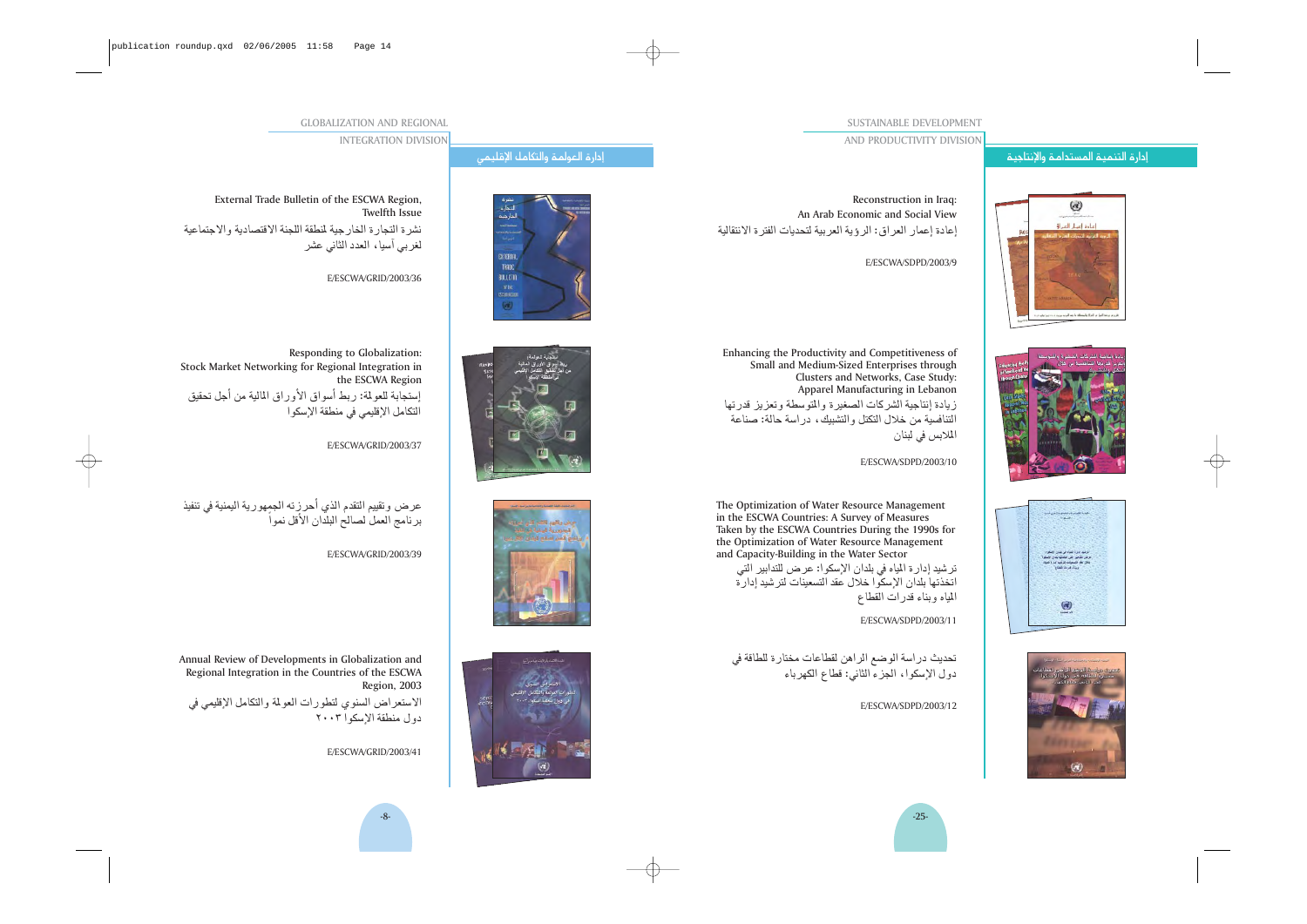## GLOBALIZATION AND REGIONAL INTEGRATION DIVISION

## إدارة العولمة والتكامل الإقليمي

External Trade Bulletin of the ESCWA Region, Twelfth Issue

نشرة التجارة الخارجية لمنطقة اللجنة الاقتصادية والاجتماعية لغربي آسيا، العدد الثاني عشر

E/ESCWA/GRID/2003/36

Responding to Globalization: Stock Market Networking for Regional Integration in the ESCWA Region

إستجابة للعولمة: ربط أسواق الأوراق المالية من أجل تحقيق التكامل الإقليمي في منطقة الإسكوا

E/ESCWA/GRID/2003/37

عرض وتقييم التقدم الذي أحرزته الجمهورية اليمنية في تنفيذ برنامج العمل لصالح البلدان الأقل نمواً

E/ESCWA/GRID/2003/39

Annual Review of Developments in Globalization and Regional Integration in the Countries of the ESCWA Region, 2003

الاستعراض السنوي لتطورات العولمة والتكامل الإقليمي في دول منطقة الإسكوا ٢٠٠٣

E/ESCWA/GRID/2003/41

## SUSTAINABLE DEVELOPMENT AND PRODUCTIVITY DIVISION

## إدارة التنمية المستدامة والإنتاجية

Reconstruction in Iraq: An Arab Economic and Social View

إعادة إعمار العراق: الرؤية العربية لتحديات الفترة الانتقالية

E/ESCWA/SDPD/2003/9

Enhancing the Productivity and Competitiveness of Small and Medium-Sized Enterprises through Clusters and Networks, Case Study: Apparel Manufacturing in Lebanon

زيادة إنتاجية الشركات الصغيرة والمتوسطة وتعزيز قدرتها التنافسية من خلال التكتل والتشبيك، دراسة حالة: صناعة الملابس في لبنان

E/ESCWA/SDPD/2003/10

The Optimization of Water Resource Management in the ESCWA Countries: A Survey of Measures Taken by the ESCWA Countries During the 1990s for the Optimization of Water Resource Management and Capacity-Building in the Water Sector

ترشيد إدارة المياه في بلدان الإسكوا: عرض للتدابير التي اتخذتها بلدان الإسكوا خلال عقد التسعينات لترشيد إدارة المياه وبناء قدرات القطاع

E/ESCWA/SDPD/2003/11

تحديث دراسة الوضع الراهن لقطاعات مختارة للطاقة في دول الإسكوا، الجزء الثاني: قطاع الكهرباء

E/ESCWA/SDPD/2003/12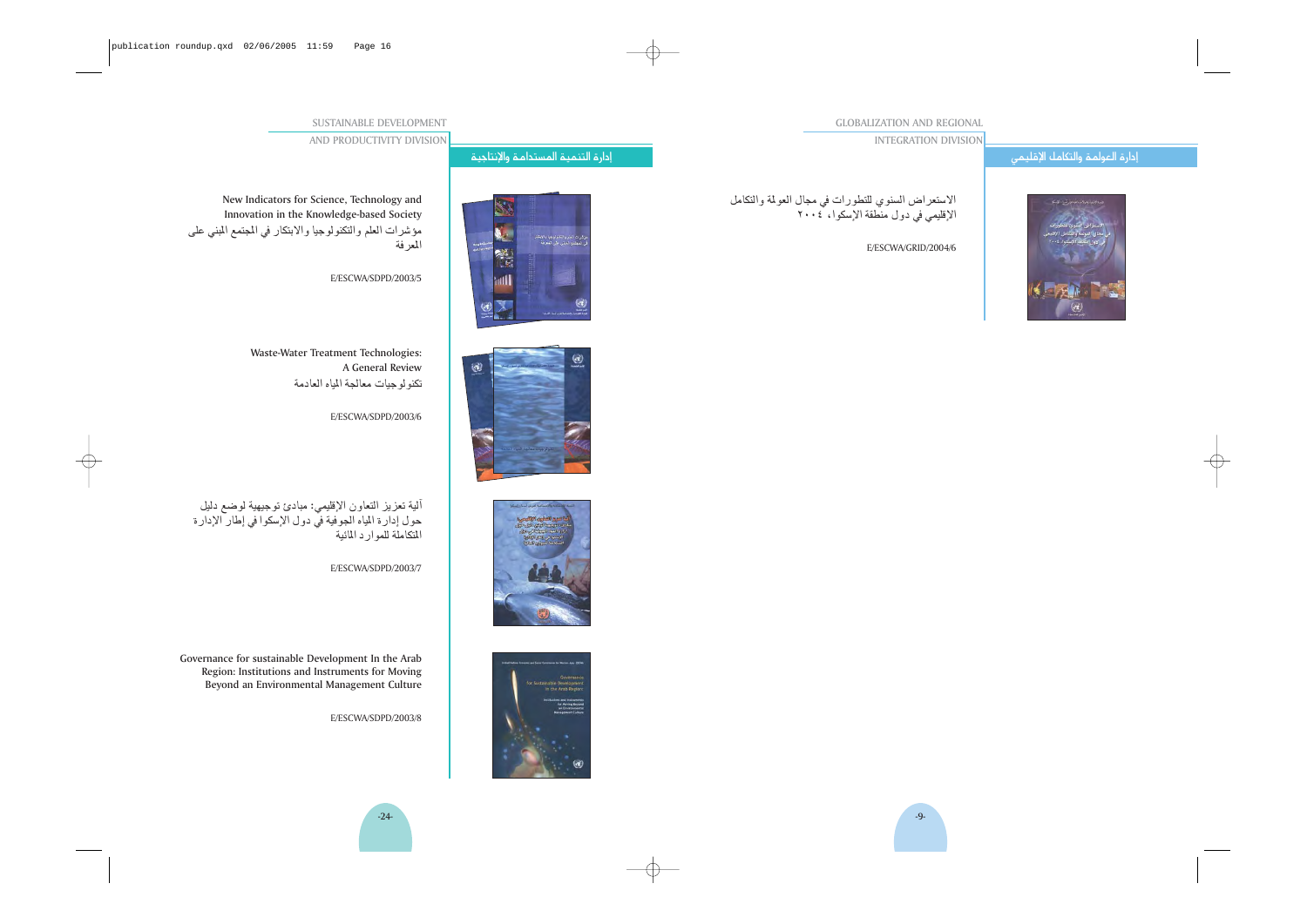## SUSTAINABLE DEVELOPMENT AND PRODUCTIVITY DIVISION

## إدارة التنمية المستدامة والإنتاجية

New Indicators for Science, Technology and Innovation in the Knowledge-based Society

مؤشرات العلم والتكنولوجيا والابتكار في المجتمع المبني على المعرفة

E/ESCWA/SDPD/2003/5

Waste-Water Treatment Technologies: A General Review

تكنولوجيات معالجة المياه العادمة

E/ESCWA/SDPD/2003/6

آلية تعزيز التعاون الإقليمي: مبادئ توجيهية لوضع دليل حول إدارة المياه الجوفية في دول الإسكوا في إطار الإدارة المتكاملة للموارد المائية

E/ESCWA/SDPD/2003/7

Governance for sustainable Development In the Arab Region: Institutions and Instruments for Moving Beyond an Environmental Management Culture

E/ESCWA/SDPD/2003/8

## GLOBALIZATION AND REGIONAL INTEGRATION DIVISION

## إدارة العولمة والتكامل الإقليمي

الاستعراض السنوي للتطورات في مجال العولمة والتكامل الإقليمي في دول منطقة الإسكوا، ٢٠٠٤

E/ESCWA/GRID/2004/6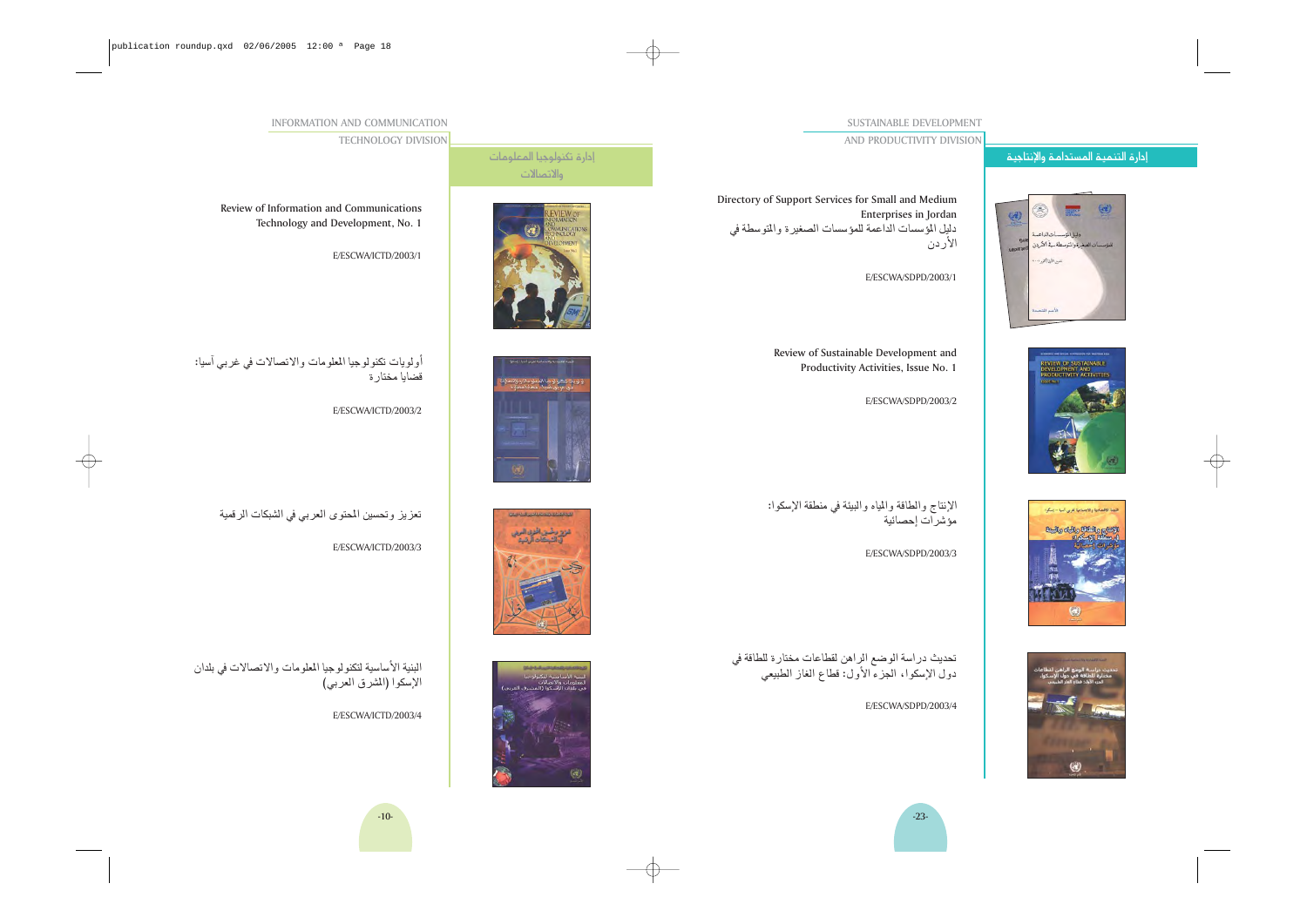## INFORMATION AND COMMUNICATION TECHNOLOGY DIVISION

## إدارة تكنولوجيا المعلومات والاتصالات

Review of Information and Communications Technology and Development, No. 1

E/ESCWA/ICTD/2003/1

أولويات تكنولوجيا المعلومات والاتصالات في غربي آسيا: قضايا مختارة

E/ESCWA/ICTD/2003/2

تعزيز وتحسين المحتوى العربي في الشبكات الرقمية

E/ESCWA/ICTD/2003/3

البنية الأساسية لتكنولوجيا المعلومات والاتصالات في بلدان الإسكوا (المشرق العربي)

E/ESCWA/ICTD/2003/4

## SUSTAINABLE DEVELOPMENT AND PRODUCTIVITY DIVISION

## إدارة التنمية المستدامة والإنتاجية

Directory of Support Services for Small and Medium Enterprises in Jordan
دليل المؤسسات الداعمة للمؤسسات الصغيرة والمتوسطة في الأردن

E/ESCWA/SDPD/2003/1

Review of Sustainable Development and Productivity Activities, Issue No. 1

E/ESCWA/SDPD/2003/2

الإنتاج والطاقة والمياه والبيئة في منطقة الإسكوا: مؤشرات إحصائية

E/ESCWA/SDPD/2003/3

تحديث دراسة الوضع الراهن لقطاعات مختارة للطاقة في دول الإسكوا، الجزء الأول: قطاع الغاز الطبيعي

E/ESCWA/SDPD/2003/4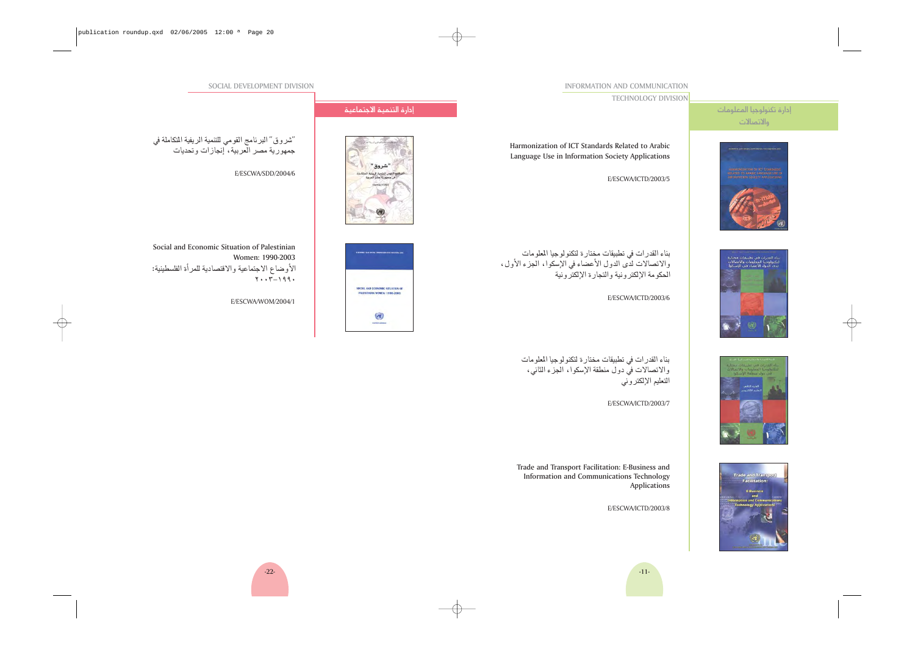## SOCIAL DEVELOPMENT DIVISION

## إدارة التنمية الاجتماعية

"شروق" البرنامج القومي للتنمية الريفية المتكاملة في جمهورية مصر العربية، إنجازات وتحديات

E/ESCWA/SDD/2004/6

Social and Economic Situation of Palestinian Women: 1990-2003

الأوضاع الاجتماعية والاقتصادية للمرأة الفلسطينية: ١٩٩٠-٢٠٠٣

E/ESCWA/WOM/2004/1

## INFORMATION AND COMMUNICATION TECHNOLOGY DIVISION

## إدارة تكنولوجيا المعلومات والاتصالات

Harmonization of ICT Standards Related to Arabic Language Use in Information Society Applications

E/ESCWA/ICTD/2003/5

بناء القدرات في تطبيقات مختارة لتكنولوجيا المعلومات والاتصالات لدى الدول الأعضاء في الإسكوا، الجزء الأول، الحكومة الإلكترونية والتجارة الإلكترونية

E/ESCWA/ICTD/2003/6

بناء القدرات في تطبيقات مختارة لتكنولوجيا المعلومات والاتصالات في دول منطقة الإسكوا، الجزء الثاني، التعليم الإلكتروني

E/ESCWA/ICTD/2003/7

Trade and Transport Facilitation: E-Business and Information and Communications Technology Applications

E/ESCWA/ICTD/2003/8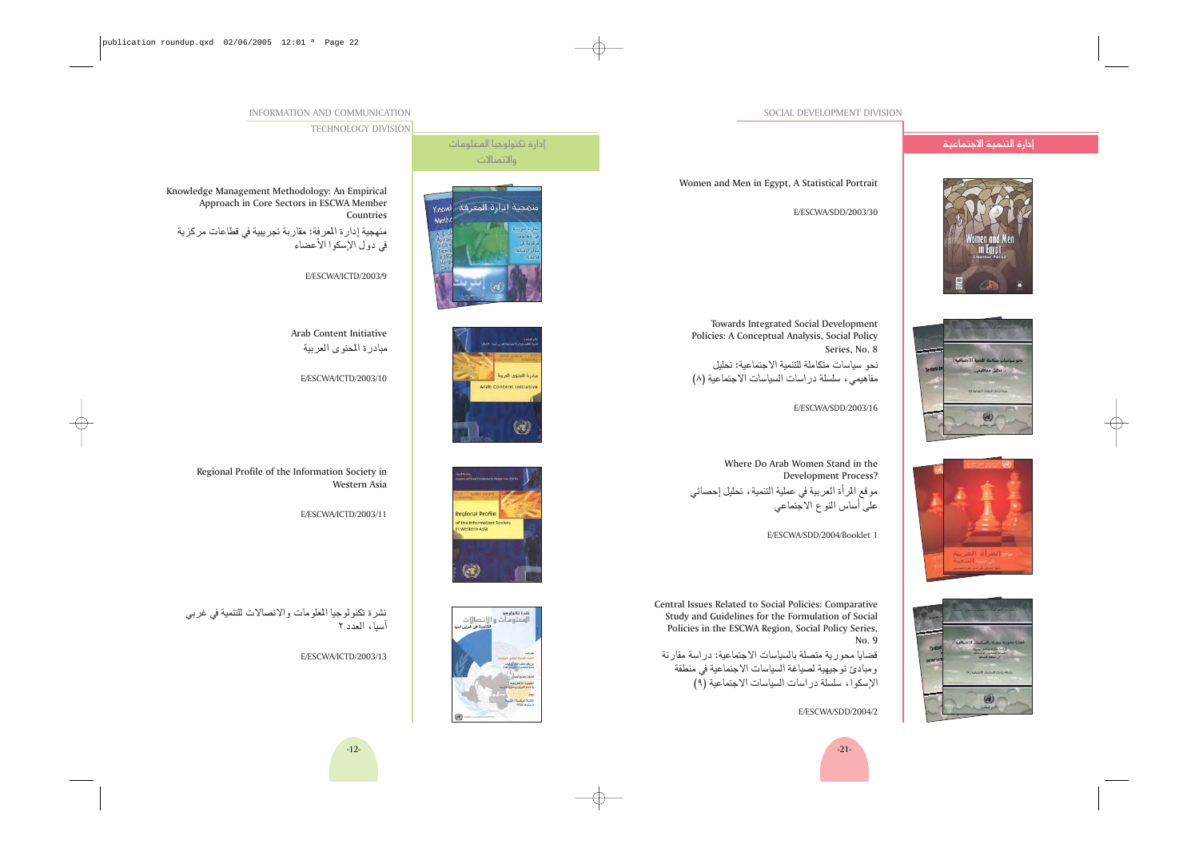## INFORMATION AND COMMUNICATION TECHNOLOGY DIVISION

## إدارة تكنولوجيا المعلومات والاتصالات

Knowledge Management Methodology: An Empirical Approach in Core Sectors in ESCWA Member Countries

منهجية إدارة المعرفة: مقاربة تجريبية في قطاعات مركزية في دول الإسكوا الأعضاء

E/ESCWA/ICTD/2003/9

Arab Content Initiative

مبادرة المحتوى العربية

E/ESCWA/ICTD/2003/10

Regional Profile of the Information Society in Western Asia

E/ESCWA/ICTD/2003/11

نشرة تكنولوجيا المعلومات والاتصالات للتنمية في غربي آسيا، العدد ٢

E/ESCWA/ICTD/2003/13

## SOCIAL DEVELOPMENT DIVISION

## إدارة التنمية الاجتماعية

Women and Men in Egypt, A Statistical Portrait

E/ESCWA/SDD/2003/30

Towards Integrated Social Development Policies: A Conceptual Analysis, Social Policy Series, No. 8

نحو سياسات متكاملة للتنمية الاجتماعية: تحليل مفاهيمي، سلسلة دراسات السياسات الاجتماعية (٨)

E/ESCWA/SDD/2003/16

Where Do Arab Women Stand in the Development Process?

موقع المرأة العربية في عملية التنمية، تحليل إحصائي على أساس النوع الاجتماعي

E/ESCWA/SDD/2004/Booklet 1

Central Issues Related to Social Policies: Comparative Study and Guidelines for the Formulation of Social Policies in the ESCWA Region, Social Policy Series, No. 9

قضايا محورية متصلة بالسياسات الاجتماعية: دراسة مقارنة ومبادئ توجيهية لصياغة السياسات الاجتماعية في منطقة الإسكوا، سلسلة دراسات السياسات الاجتماعية (٩)

E/ESCWA/SDD/2004/2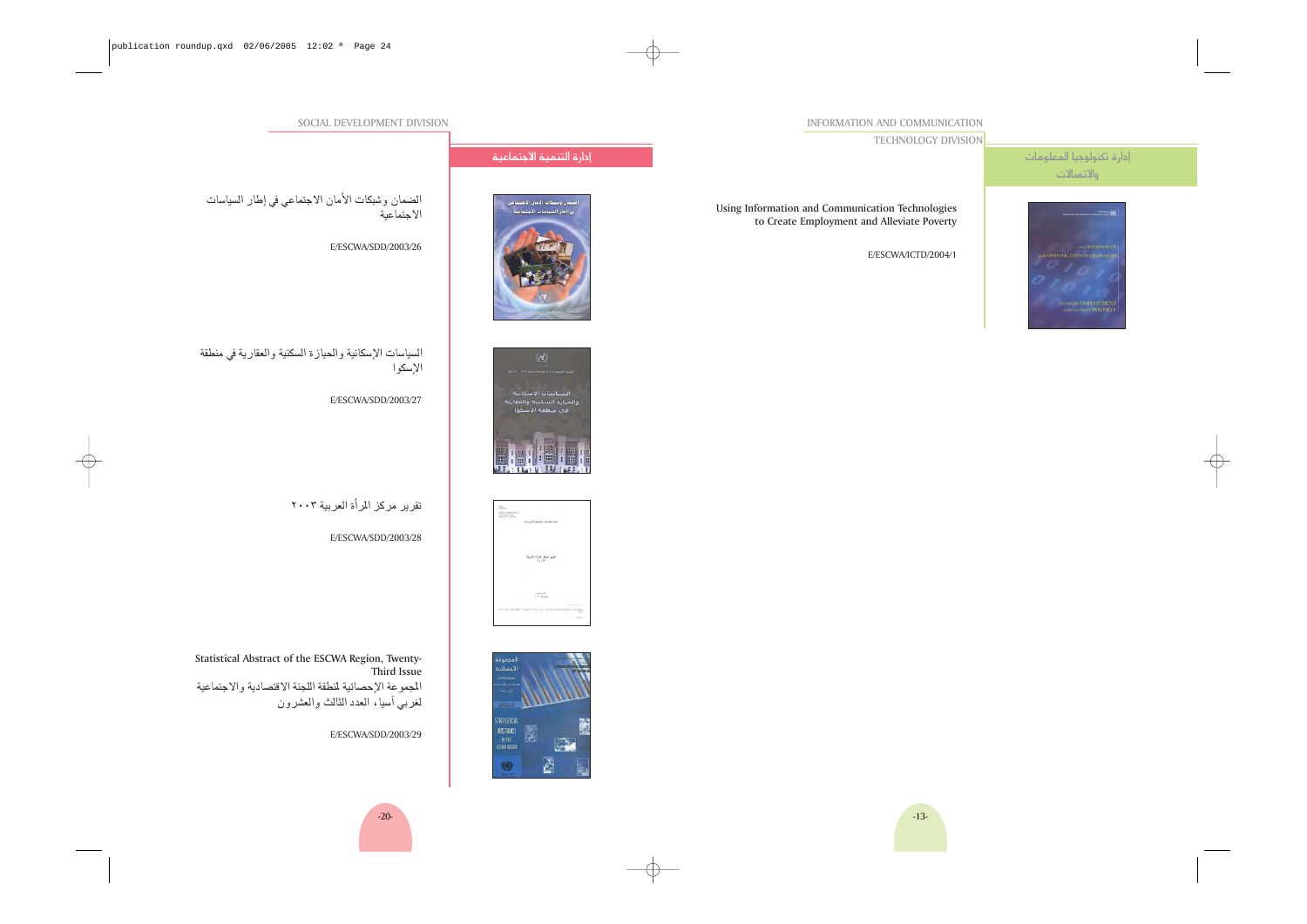## SOCIAL DEVELOPMENT DIVISION

## إدارة التنمية الاجتماعية

الضمان وشبكات الأمان الاجتماعي في إطار السياسات الاجتماعية

E/ESCWA/SDD/2003/26

السياسات الإسكانية والحيازة السكنية والعقارية في منطقة الإسكوا

E/ESCWA/SDD/2003/27

تقرير مركز المرأة العربية ٢٠٠٣

E/ESCWA/SDD/2003/28

Statistical Abstract of the ESCWA Region, Twenty-Third Issue

المجموعة الإحصائية لمنطقة اللجنة الاقتصادية والاجتماعية لغربي آسيا، العدد الثالث والعشرون

E/ESCWA/SDD/2003/29

## INFORMATION AND COMMUNICATION TECHNOLOGY DIVISION

## إدارة تكنولوجيا المعلومات والاتصالات

Using Information and Communication Technologies to Create Employment and Alleviate Poverty

E/ESCWA/ICTD/2004/1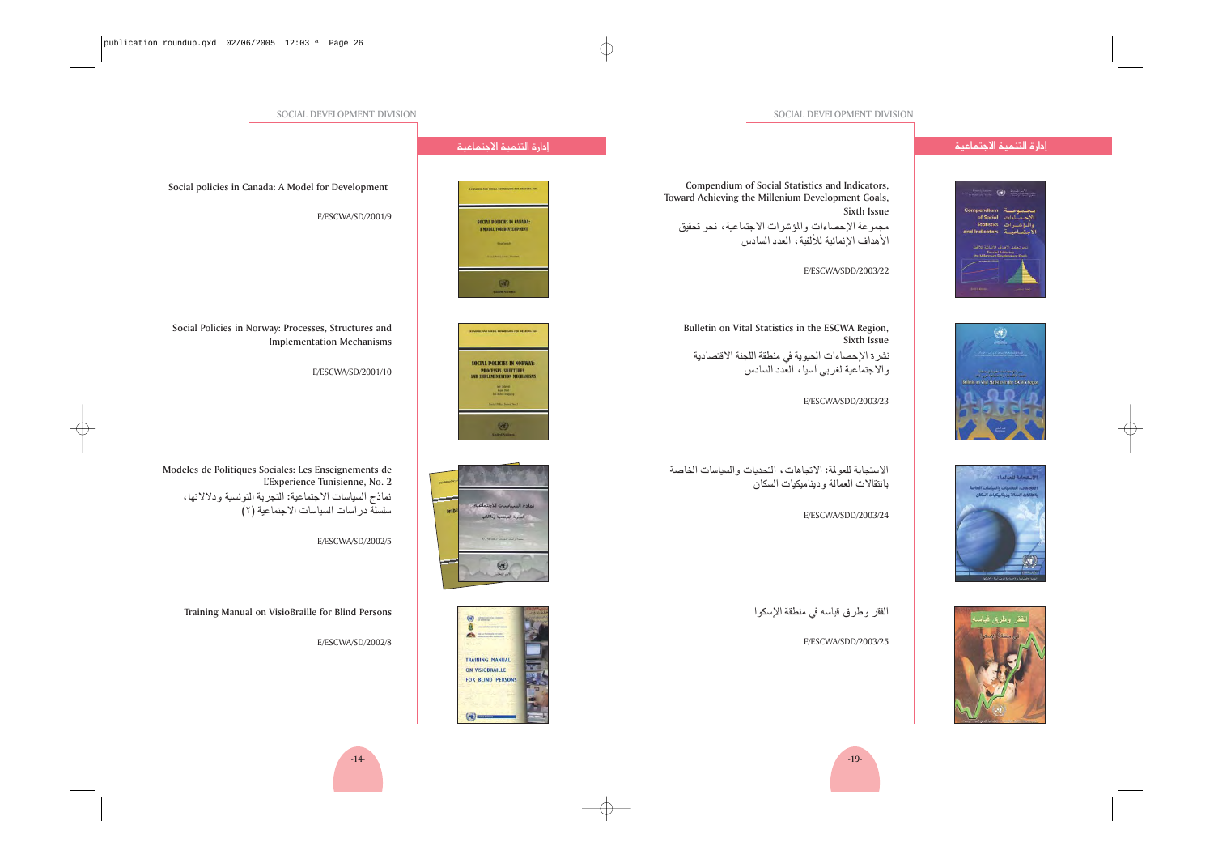Social policies in Canada: A Model for Development

E/ESCWA/SD/2001/9

Social Policies in Norway: Processes, Structures and Implementation Mechanisms

E/ESCWA/SD/2001/10

Modeles de Politiques Sociales: Les Enseignements de L'Experience Tunisienne, No. 2

نماذج السياسات الاجتماعية: التجربة التونسية ودلالاتها، سلسلة دراسات السياسات الاجتماعية (٢)

E/ESCWA/SD/2002/5

Training Manual on VisioBraille for Blind Persons

E/ESCWA/SD/2002/8

Compendium of Social Statistics and Indicators, Toward Achieving the Millenium Development Goals, Sixth Issue

مجموعة الإحصاءات والمؤشرات الاجتماعية، نحو تحقيق الأهداف الإنمائية للألفية، العدد السادس

E/ESCWA/SDD/2003/22

Bulletin on Vital Statistics in the ESCWA Region, Sixth Issue

نشرة الإحصاءات الحيوية في منطقة اللجنة الاقتصادية والاجتماعية لغربي آسيا، العدد السادس

E/ESCWA/SDD/2003/23

الاستجابة للعولمة: الاتجاهات، التحديات والسياسات الخاصة بانتقالات العمالة وديناميكيات السكان

E/ESCWA/SDD/2003/24

الفقر وطرق قياسه في منطقة الإسكوا

E/ESCWA/SDD/2003/25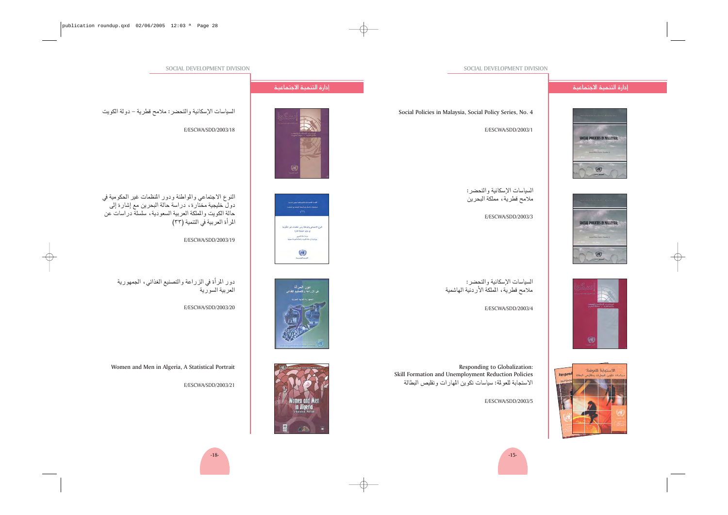## إدارة التنمية الاجتماعية

السياسات الإسكانية والتحضر: ملامح قطرية – دولة الكويت

E/ESCWA/SDD/2003/18

النوع الاجتماعي والمواطنة ودور المنظمات غير الحكومية في دول خليجية مختارة، دراسة حالة البحرين مع إشارة إلى حالة الكويت والمملكة العربية السعودية، سلسلة دراسات عن المرأة العربية في التنمية (٣٣)

E/ESCWA/SDD/2003/19

دور المرأة في الزراعة والتصنيع الغذائي، الجمهورية العربية السورية

E/ESCWA/SDD/2003/20

Women and Men in Algeria, A Statistical Portrait

E/ESCWA/SDD/2003/21

## إدارة التنمية الاجتماعية

Social Policies in Malaysia, Social Policy Series, No. 4

E/ESCWA/SDD/2003/1

السياسات الإسكانية والتحضر: ملامح قطرية، مملكة البحرين

E/ESCWA/SDD/2003/3

السياسات الإسكانية والتحضر: ملامح قطرية، المملكة الأردنية الهاشمية

E/ESCWA/SDD/2003/4

Responding to Globalization: Skill Formation and Unemployment Reduction Policies

الاستجابة للعولمة: سياسات تكوين المهارات وتقليص البطالة

E/ESCWA/SDD/2003/5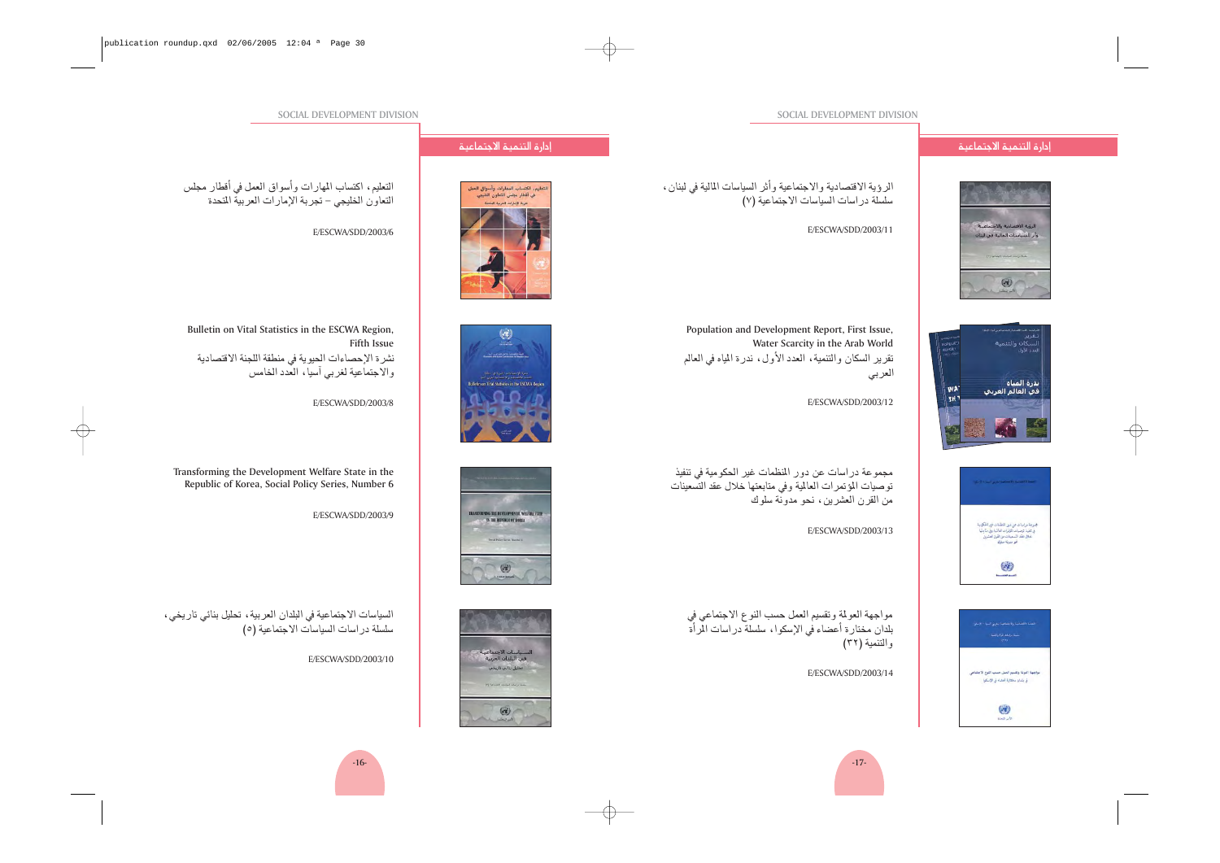## إدارة التنمية الاجتماعية

التعليم، اكتساب المهارات وأسواق العمل في أقطار مجلس التعاون الخليجي – تجربة الإمارات العربية المتحدة

E/ESCWA/SDD/2003/6

Bulletin on Vital Statistics in the ESCWA Region, Fifth Issue

نشرة الإحصاءات الحيوية في منطقة اللجنة الاقتصادية والاجتماعية لغربي آسيا، العدد الخامس

E/ESCWA/SDD/2003/8

Transforming the Development Welfare State in the Republic of Korea, Social Policy Series, Number 6

E/ESCWA/SDD/2003/9

السياسات الاجتماعية في البلدان العربية، تحليل بنائي تاريخي، سلسلة دراسات السياسات الاجتماعية (٥)

E/ESCWA/SDD/2003/10

## إدارة التنمية الاجتماعية

الرؤية الاقتصادية والاجتماعية وأثر السياسات المالية في لبنان، سلسلة دراسات السياسات الاجتماعية (٧)

E/ESCWA/SDD/2003/11

Population and Development Report, First Issue, Water Scarcity in the Arab World

تقرير السكان والتنمية، العدد الأول، ندرة المياه في العالم العربي

E/ESCWA/SDD/2003/12

مجموعة دراسات عن دور المنظمات غير الحكومية في تنفيذ توصيات المؤتمرات العالمية وفي متابعتها خلال عقد التسعينات من القرن العشرين، نحو مدونة سلوك

E/ESCWA/SDD/2003/13

مواجهة العولمة وتقسيم العمل حسب النوع الاجتماعي في بلدان مختارة أعضاء في الإسكوا، سلسلة دراسات المرأة والتنمية (٣٢)

E/ESCWA/SDD/2003/14